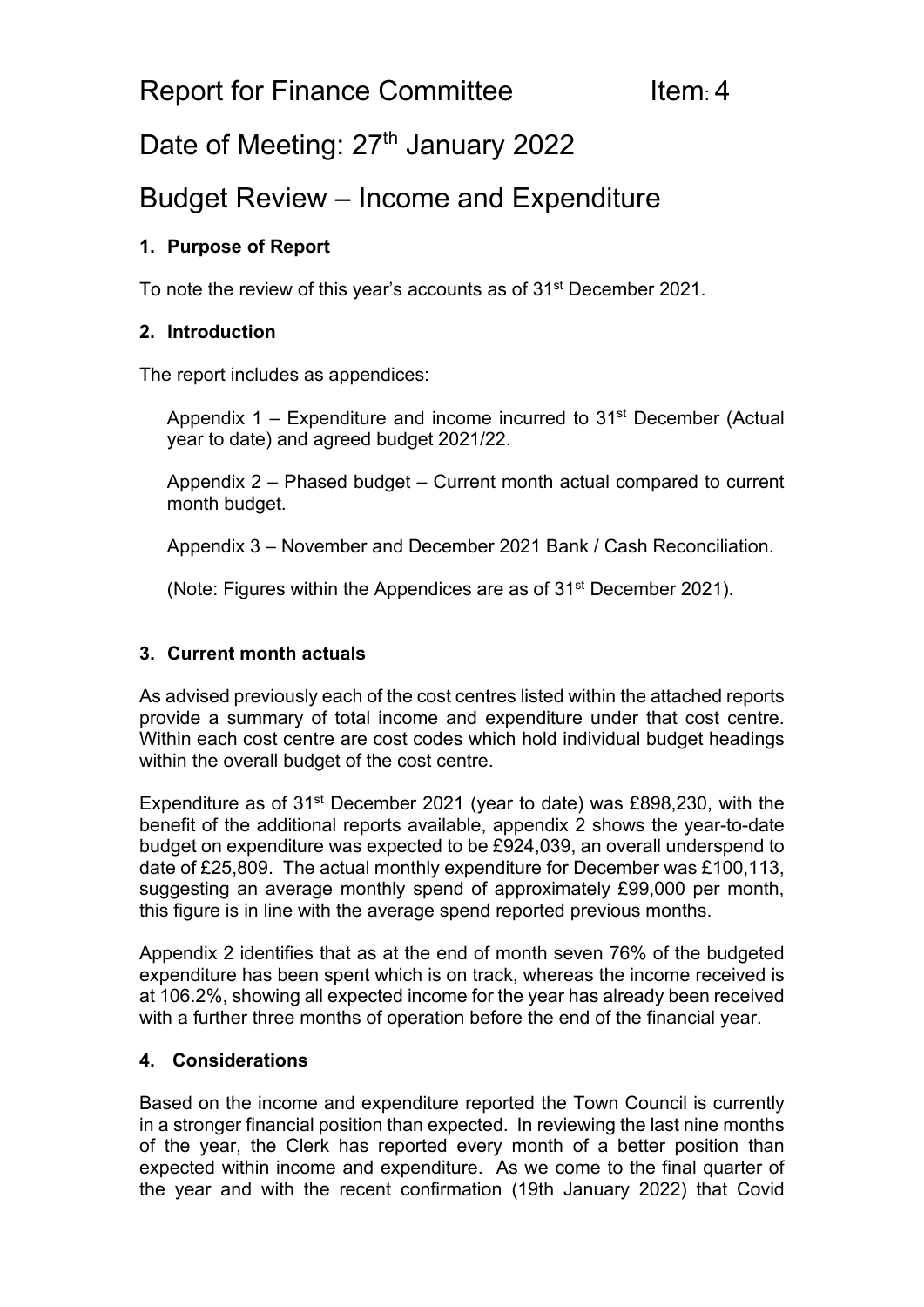# Report for Finance Committee Item: 4

# Date of Meeting: 27th January 2022

# Budget Review – Income and Expenditure

## 1. Purpose of Report

To note the review of this year's accounts as of 31st December 2021.

## 2. Introduction

The report includes as appendices:

Appendix 1 – Expenditure and income incurred to 31st December (Actual year to date) and agreed budget 2021/22.

Appendix 2 – Phased budget – Current month actual compared to current month budget.

Appendix 3 – November and December 2021 Bank / Cash Reconciliation.

(Note: Figures within the Appendices are as of 31st December 2021).

## 3. Current month actuals

As advised previously each of the cost centres listed within the attached reports provide a summary of total income and expenditure under that cost centre. Within each cost centre are cost codes which hold individual budget headings within the overall budget of the cost centre.

Expenditure as of 31st December 2021 (year to date) was £898,230, with the benefit of the additional reports available, appendix 2 shows the year-to-date budget on expenditure was expected to be £924,039, an overall underspend to date of £25,809. The actual monthly expenditure for December was £100,113, suggesting an average monthly spend of approximately £99,000 per month, this figure is in line with the average spend reported previous months.

Appendix 2 identifies that as at the end of month seven 76% of the budgeted expenditure has been spent which is on track, whereas the income received is at 106.2%, showing all expected income for the year has already been received with a further three months of operation before the end of the financial year.

## 4. Considerations

Based on the income and expenditure reported the Town Council is currently in a stronger financial position than expected. In reviewing the last nine months of the year, the Clerk has reported every month of a better position than expected within income and expenditure. As we come to the final quarter of the year and with the recent confirmation (19th January 2022) that Covid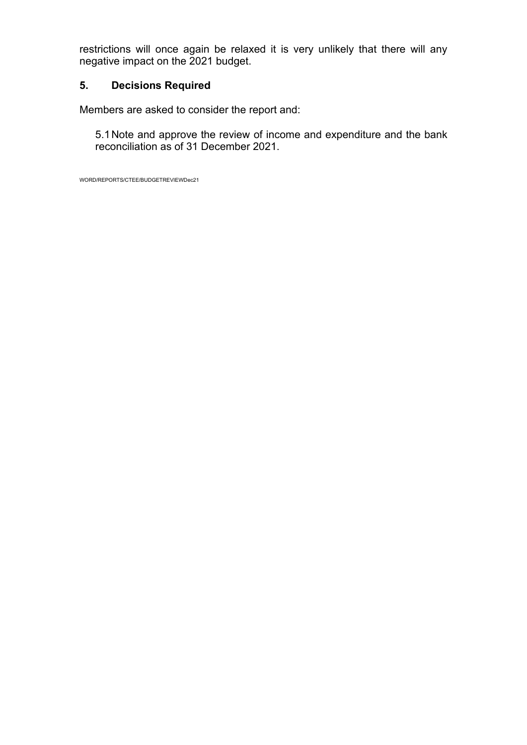restrictions will once again be relaxed it is very unlikely that there will any negative impact on the 2021 budget.

## 5. Decisions Required

Members are asked to consider the report and:

5.1 Note and approve the review of income and expenditure and the bank reconciliation as of 31 December 2021.

WORD/REPORTS/CTEE/BUDGETREVIEWDec21